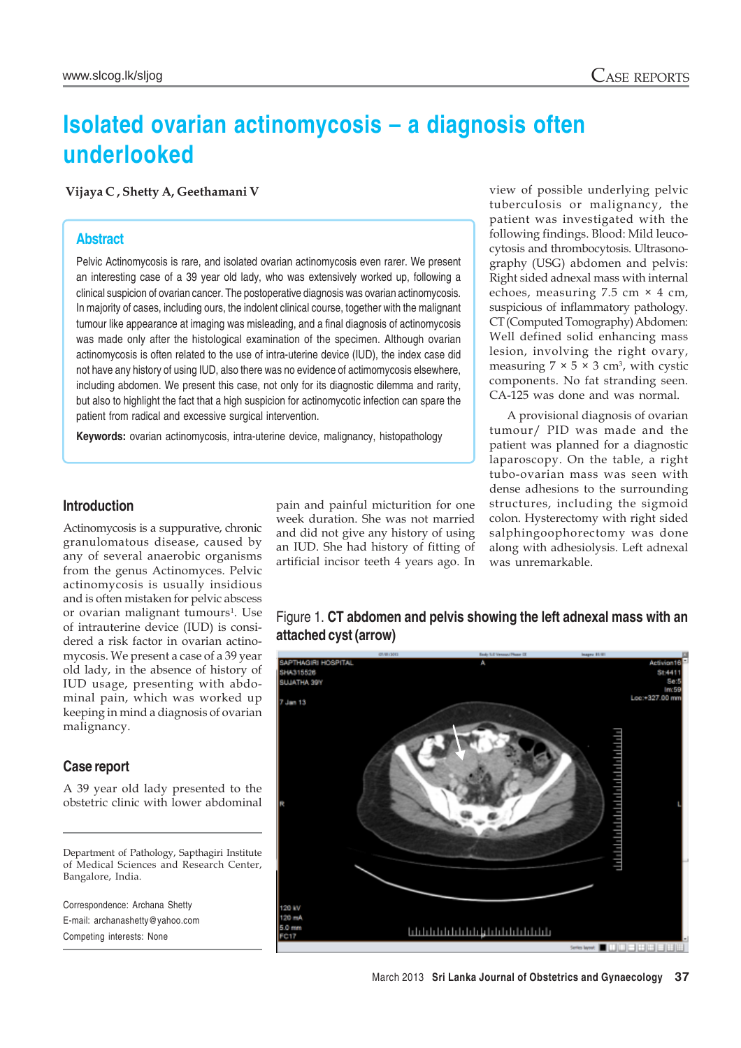# Isolated ovarian actinomycosis – a diagnosis often underlooked

**Vijaya C , Shetty A, Geethamani V**

## Abstract

Pelvic Actinomycosis is rare, and isolated ovarian actinomycosis even rarer. We present an interesting case of a 39 year old lady, who was extensively worked up, following a clinical suspicion of ovarian cancer. The postoperative diagnosis was ovarian actinomycosis. In majority of cases, including ours, the indolent clinical course, together with the malignant tumour like appearance at imaging was misleading, and a final diagnosis of actinomycosis was made only after the histological examination of the specimen. Although ovarian actinomycosis is often related to the use of intra-uterine device (IUD), the index case did not have any history of using IUD, also there was no evidence of actimomycosis elsewhere, including abdomen. We present this case, not only for its diagnostic dilemma and rarity, but also to highlight the fact that a high suspicion for actinomycotic infection can spare the patient from radical and excessive surgical intervention.

**Keywords:** ovarian actinomycosis, intra-uterine device, malignancy, histopathology

## Introduction

Actinomycosis is a suppurative, chronic granulomatous disease, caused by any of several anaerobic organisms from the genus Actinomyces. Pelvic actinomycosis is usually insidious and is often mistaken for pelvic abscess or ovarian malignant tumours[1]. Use of intrauterine device (IUD) is considered a risk factor in ovarian actinomycosis. We present a case of a 39 year old lady, in the absence of history of IUD usage, presenting with abdominal pain, which was worked up keeping in mind a diagnosis of ovarian malignancy.

## Case report

A 39 year old lady presented to the obstetric clinic with lower abdominal pain and painful micturition for one week duration. She was not married and did not give any history of using an IUD. She had history of fitting of artificial incisor teeth 4 years ago. In view of possible underlying pelvic tuberculosis or malignancy, the patient was investigated with the following findings. Blood: Mild leucocytosis and thrombocytosis. Ultrasonography (USG) abdomen and pelvis: Right sided adnexal mass with internal echoes, measuring 7.5 cm × 4 cm, suspicious of inflammatory pathology. CT (Computed Tomography) Abdomen: Well defined solid enhancing mass lesion, involving the right ovary, measuring 7 × 5 × 3 cm$^3$, with cystic components. No fat stranding seen. CA-125 was done and was normal.

A provisional diagnosis of ovarian tumour/ PID was made and the patient was planned for a diagnostic laparoscopy. On the table, a right tubo-ovarian mass was seen with dense adhesions to the surrounding structures, including the sigmoid colon. Hysterectomy with right sided salphingoophorectomy was done along with adhesiolysis. Left adnexal was unremarkable.

Figure 1. **CT abdomen and pelvis showing the left adnexal mass with an attached cyst (arrow)**

Department of Pathology, Sapthagiri Institute of Medical Sciences and Research Center, Bangalore, India.

Correspondence: Archana Shetty
E-mail: archanashetty@yahoo.com
Competing interests: None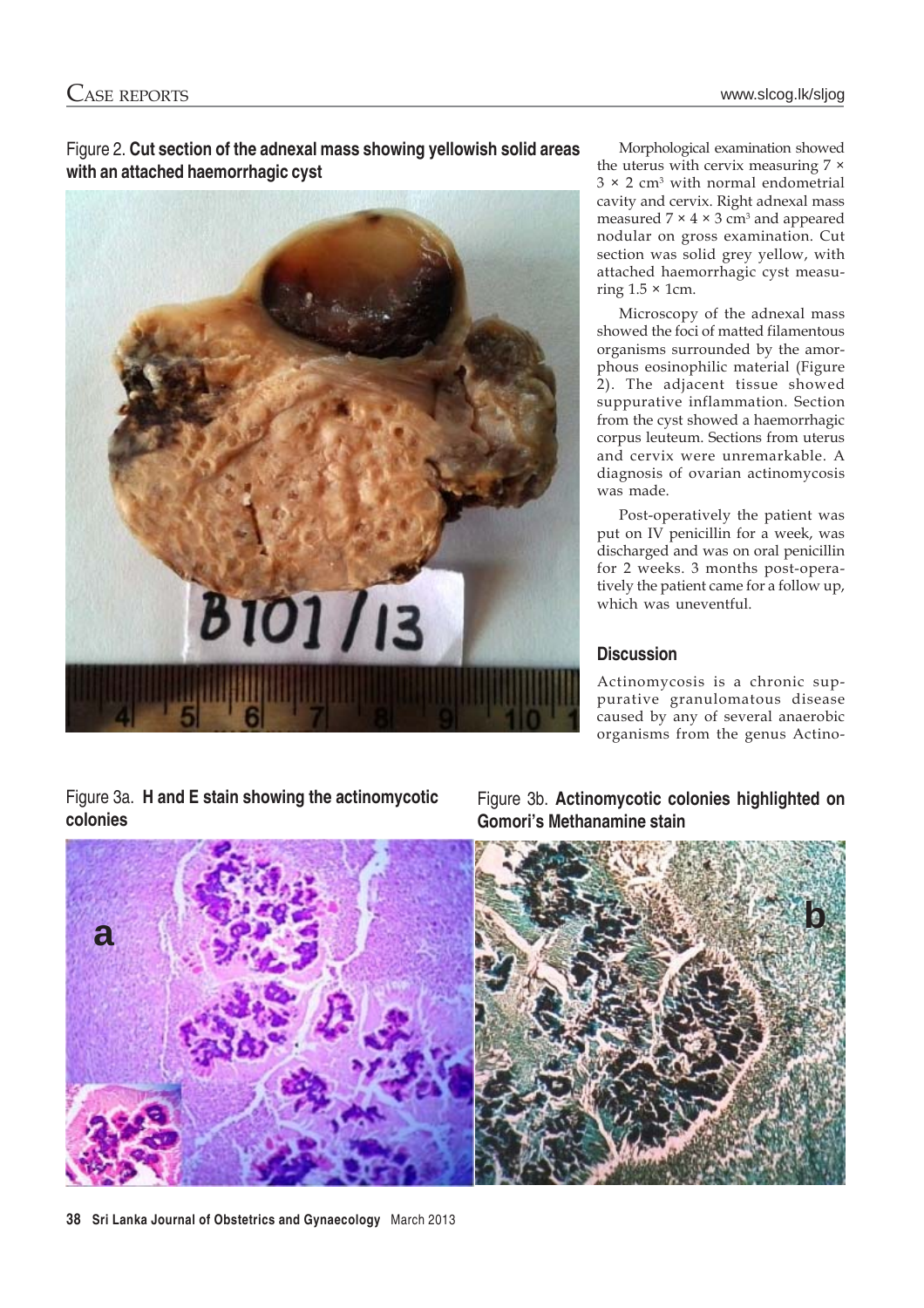Figure 2. **Cut section of the adnexal mass showing yellowish solid areas with an attached haemorrhagic cyst**

Morphological examination showed the uterus with cervix measuring 7 × 3 × 2 cm$^3$ with normal endometrial cavity and cervix. Right adnexal mass measured 7 × 4 × 3 cm$^3$ and appeared nodular on gross examination. Cut section was solid grey yellow, with attached haemorrhagic cyst measuring 1.5 × 1cm.

Microscopy of the adnexal mass showed the foci of matted filamentous organisms surrounded by the amorphous eosinophilic material (Figure 2). The adjacent tissue showed suppurative inflammation. Section from the cyst showed a haemorrhagic corpus leuteum. Sections from uterus and cervix were unremarkable. A diagnosis of ovarian actinomycosis was made.

Post-operatively the patient was put on IV penicillin for a week, was discharged and was on oral penicillin for 2 weeks. 3 months post-operatively the patient came for a follow up, which was uneventful.

## Discussion

Actinomycosis is a chronic suppurative granulomatous disease caused by any of several anaerobic organisms from the genus Actino-

Figure 3a. **H and E stain showing the actinomycotic colonies**

Figure 3b. **Actinomycotic colonies highlighted on Gomori's Methanamine stain**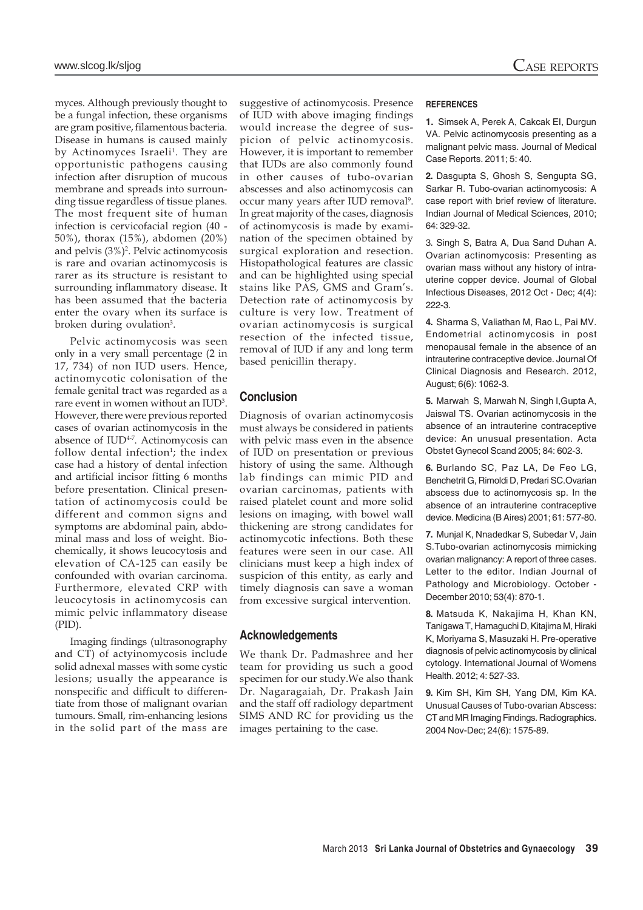myces. Although previously thought to be a fungal infection, these organisms are gram positive, filamentous bacteria. Disease in humans is caused mainly by Actinomyces Israeli[1]. They are opportunistic pathogens causing infection after disruption of mucous membrane and spreads into surrounding tissue regardless of tissue planes. The most frequent site of human infection is cervicofacial region (40 - 50%), thorax (15%), abdomen (20%) and pelvis (3%)[2]. Pelvic actinomycosis is rare and ovarian actinomycosis is rarer as its structure is resistant to surrounding inflammatory disease. It has been assumed that the bacteria enter the ovary when its surface is broken during ovulation[3].

Pelvic actinomycosis was seen only in a very small percentage (2 in 17, 734) of non IUD users. Hence, actinomycotic colonisation of the female genital tract was regarded as a rare event in women without an IUD[3]. However, there were previous reported cases of ovarian actinomycosis in the absence of IUD[4-7]. Actinomycosis can follow dental infection[1]; the index case had a history of dental infection and artificial incisor fitting 6 months before presentation. Clinical presentation of actinomycosis could be different and common signs and symptoms are abdominal pain, abdominal mass and loss of weight. Biochemically, it shows leucocytosis and elevation of CA-125 can easily be confounded with ovarian carcinoma. Furthermore, elevated CRP with leucocytosis in actinomycosis can mimic pelvic inflammatory disease (PID).

Imaging findings (ultrasonography and CT) of actyinomycosis include solid adnexal masses with some cystic lesions; usually the appearance is nonspecific and difficult to differentiate from those of malignant ovarian tumours. Small, rim-enhancing lesions in the solid part of the mass are suggestive of actinomycosis. Presence of IUD with above imaging findings would increase the degree of suspicion of pelvic actinomycosis. However, it is important to remember that IUDs are also commonly found in other causes of tubo-ovarian abscesses and also actinomycosis can occur many years after IUD removal[9]. In great majority of the cases, diagnosis of actinomycosis is made by examination of the specimen obtained by surgical exploration and resection. Histopathological features are classic and can be highlighted using special stains like PAS, GMS and Gram's. Detection rate of actinomycosis by culture is very low. Treatment of ovarian actinomycosis is surgical resection of the infected tissue, removal of IUD if any and long term based penicillin therapy.

## Conclusion

Diagnosis of ovarian actinomycosis must always be considered in patients with pelvic mass even in the absence of IUD on presentation or previous history of using the same. Although lab findings can mimic PID and ovarian carcinomas, patients with raised platelet count and more solid lesions on imaging, with bowel wall thickening are strong candidates for actinomycotic infections. Both these features were seen in our case. All clinicians must keep a high index of suspicion of this entity, as early and timely diagnosis can save a woman from excessive surgical intervention.

## Acknowledgements

We thank Dr. Padmashree and her team for providing us such a good specimen for our study.We also thank Dr. Nagaragaiah, Dr. Prakash Jain and the staff off radiology department SIMS AND RC for providing us the images pertaining to the case.

## REFERENCES

**1.** Simsek A, Perek A, Cakcak EI, Durgun VA. Pelvic actinomycosis presenting as a malignant pelvic mass. Journal of Medical Case Reports. 2011; 5: 40.

**2.** Dasgupta S, Ghosh S, Sengupta SG, Sarkar R. Tubo-ovarian actinomycosis: A case report with brief review of literature. Indian Journal of Medical Sciences, 2010; 64: 329-32.

3. Singh S, Batra A, Dua Sand Duhan A. Ovarian actinomycosis: Presenting as ovarian mass without any history of intrauterine copper device. Journal of Global Infectious Diseases, 2012 Oct - Dec; 4(4): 222-3.

**4.** Sharma S, Valiathan M, Rao L, Pai MV. Endometrial actinomycosis in post menopausal female in the absence of an intrauterine contraceptive device. Journal Of Clinical Diagnosis and Research. 2012, August; 6(6): 1062-3.

**5.** Marwah S, Marwah N, Singh I,Gupta A, Jaiswal TS. Ovarian actinomycosis in the absence of an intrauterine contraceptive device: An unusual presentation. Acta Obstet Gynecol Scand 2005; 84: 602-3.

**6.** Burlando SC, Paz LA, De Feo LG, Benchetrit G, Rimoldi D, Predari SC.Ovarian abscess due to actinomycosis sp. In the absence of an intrauterine contraceptive device. Medicina (B Aires) 2001; 61: 577-80.

**7.** Munjal K, Nnadedkar S, Subedar V, Jain S.Tubo-ovarian actinomycosis mimicking ovarian malignancy: A report of three cases. Letter to the editor. Indian Journal of Pathology and Microbiology. October - December 2010; 53(4): 870-1.

**8.** Matsuda K, Nakajima H, Khan KN, Tanigawa T, Hamaguchi D, Kitajima M, Hiraki K, Moriyama S, Masuzaki H. Pre-operative diagnosis of pelvic actinomycosis by clinical cytology. International Journal of Womens Health. 2012; 4: 527-33.

**9.** Kim SH, Kim SH, Yang DM, Kim KA. Unusual Causes of Tubo-ovarian Abscess: CT and MR Imaging Findings. Radiographics. 2004 Nov-Dec; 24(6): 1575-89.